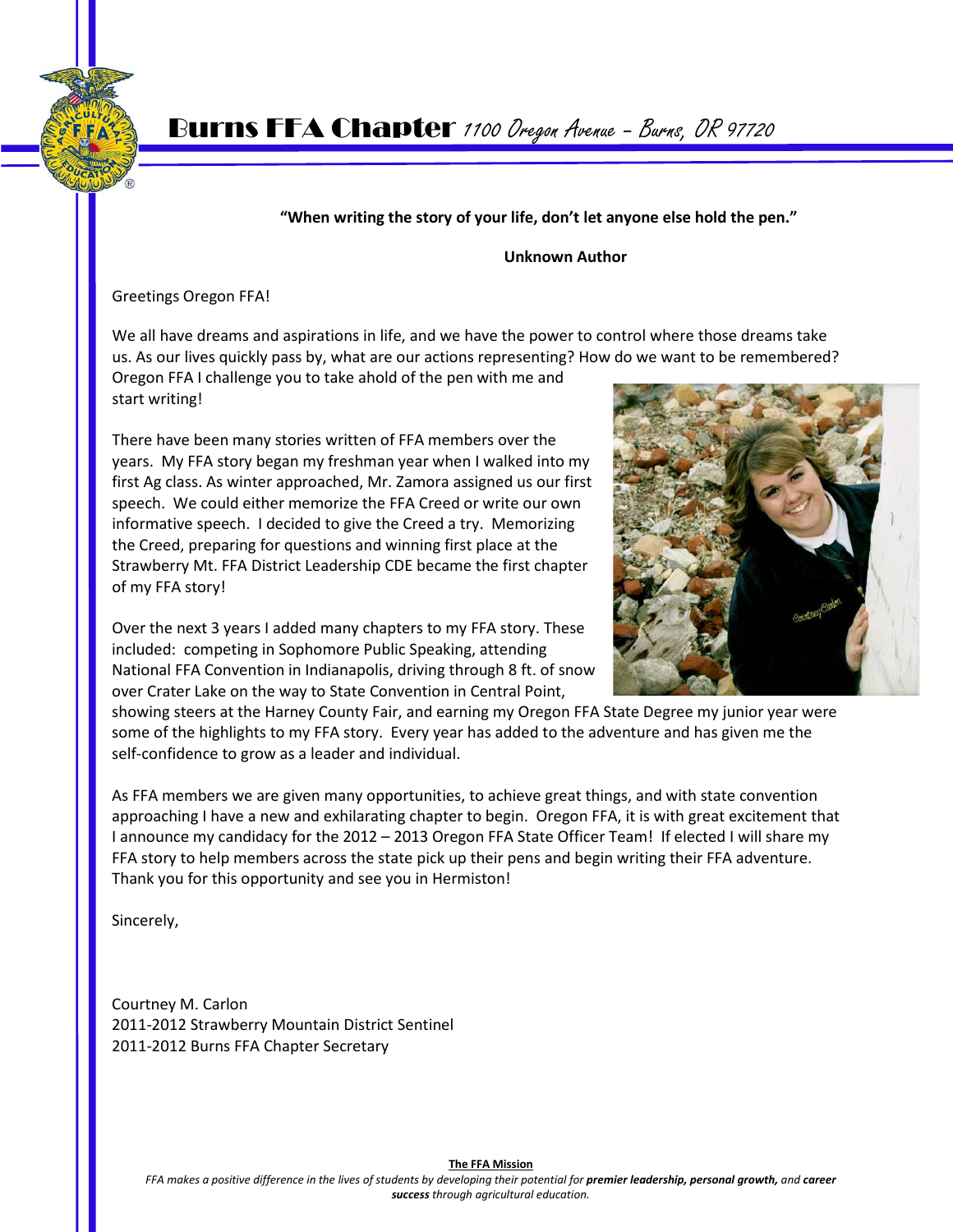# Burns FFA Chapter *1100 Oregon Avenue – Burns, OR 97720*

**"When writing the story of your life, don't let anyone else hold the pen."**

**Unknown Author**

Greetings Oregon FFA!

We all have dreams and aspirations in life, and we have the power to control where those dreams take us. As our lives quickly pass by, what are our actions representing? How do we want to be remembered? Oregon FFA I challenge you to take ahold of the pen with me and start writing!

There have been many stories written of FFA members over the years. My FFA story began my freshman year when I walked into my first Ag class. As winter approached, Mr. Zamora assigned us our first speech. We could either memorize the FFA Creed or write our own informative speech. I decided to give the Creed a try. Memorizing the Creed, preparing for questions and winning first place at the Strawberry Mt. FFA District Leadership CDE became the first chapter of my FFA story!

Over the next 3 years I added many chapters to my FFA story. These included: competing in Sophomore Public Speaking, attending National FFA Convention in Indianapolis, driving through 8 ft. of snow over Crater Lake on the way to State Convention in Central Point, showing steers at the Harney County Fair, and earning my Oregon FFA State Degree my junior year were some of the highlights to my FFA story. Every year has added to the adventure and has given me the self-confidence to grow as a leader and individual.

As FFA members we are given many opportunities, to achieve great things, and with state convention approaching I have a new and exhilarating chapter to begin. Oregon FFA, it is with great excitement that I announce my candidacy for the 2012 – 2013 Oregon FFA State Officer Team! If elected I will share my FFA story to help members across the state pick up their pens and begin writing their FFA adventure. Thank you for this opportunity and see you in Hermiston!

Sincerely,

Courtney M. Carlon
2011-2012 Strawberry Mountain District Sentinel
2011-2012 Burns FFA Chapter Secretary

**The FFA Mission**

*FFA makes a positive difference in the lives of students by developing their potential for* ***premier leadership, personal growth,*** *and* ***career success*** *through agricultural education.*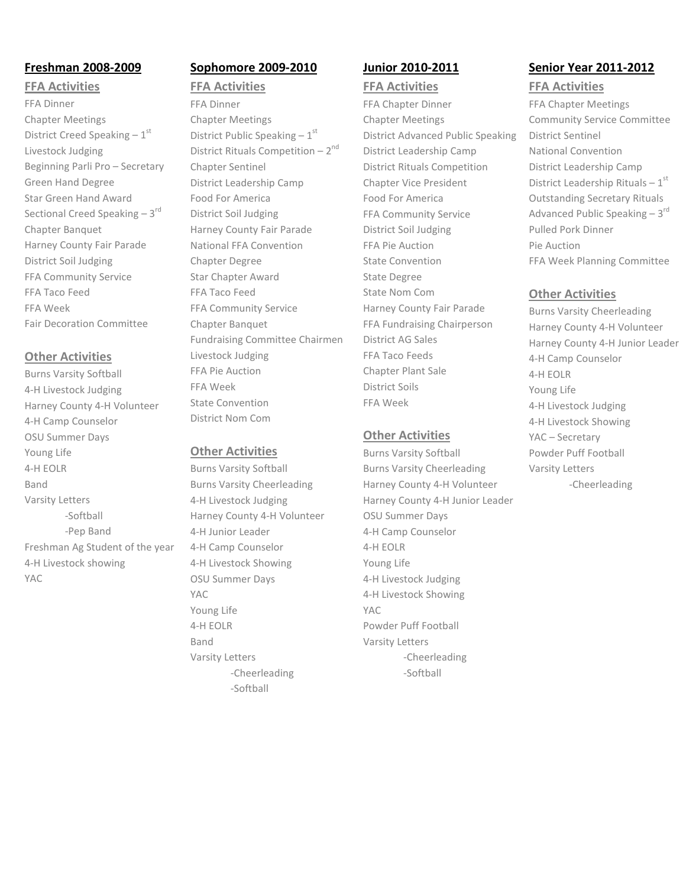## Freshman 2008-2009

### FFA Activities

FFA Dinner
Chapter Meetings
District Creed Speaking – 1st
Livestock Judging
Beginning Parli Pro – Secretary
Green Hand Degree
Star Green Hand Award
Sectional Creed Speaking – 3rd
Chapter Banquet
Harney County Fair Parade
District Soil Judging
FFA Community Service
FFA Taco Feed
FFA Week
Fair Decoration Committee

### Other Activities

Burns Varsity Softball
4-H Livestock Judging
Harney County 4-H Volunteer
4-H Camp Counselor
OSU Summer Days
Young Life
4-H EOLR
Band
Varsity Letters
- Softball
- Pep Band

Freshman Ag Student of the year
4-H Livestock showing
YAC

## Sophomore 2009-2010

### FFA Activities

FFA Dinner
Chapter Meetings
District Public Speaking – 1st
District Rituals Competition – 2nd
Chapter Sentinel
District Leadership Camp
Food For America
District Soil Judging
Harney County Fair Parade
National FFA Convention
Chapter Degree
Star Chapter Award
FFA Taco Feed
FFA Community Service
Chapter Banquet
Fundraising Committee Chairmen
Livestock Judging
FFA Pie Auction
FFA Week
State Convention
District Nom Com

### Other Activities

Burns Varsity Softball
Burns Varsity Cheerleading
4-H Livestock Judging
Harney County 4-H Volunteer
4-H Junior Leader
4-H Camp Counselor
4-H Livestock Showing
OSU Summer Days
YAC
Young Life
4-H EOLR
Band
Varsity Letters
- Cheerleading
- Softball

## Junior 2010-2011

### FFA Activities

FFA Chapter Dinner
Chapter Meetings
District Advanced Public Speaking
District Leadership Camp
District Rituals Competition
Chapter Vice President
Food For America
FFA Community Service
District Soil Judging
FFA Pie Auction
State Convention
State Degree
State Nom Com
Harney County Fair Parade
FFA Fundraising Chairperson
District AG Sales
FFA Taco Feeds
Chapter Plant Sale
District Soils
FFA Week

### Other Activities

Burns Varsity Softball
Burns Varsity Cheerleading
Harney County 4-H Volunteer
Harney County 4-H Junior Leader
OSU Summer Days
4-H Camp Counselor
4-H EOLR
Young Life
4-H Livestock Judging
4-H Livestock Showing
YAC
Powder Puff Football
Varsity Letters
- Cheerleading
- Softball

## Senior Year 2011-2012

### FFA Activities

FFA Chapter Meetings
Community Service Committee
District Sentinel
National Convention
District Leadership Camp
District Leadership Rituals – 1st
Outstanding Secretary Rituals
Advanced Public Speaking – 3rd
Pulled Pork Dinner
Pie Auction
FFA Week Planning Committee

### Other Activities

Burns Varsity Cheerleading
Harney County 4-H Volunteer
Harney County 4-H Junior Leader
4-H Camp Counselor
4-H EOLR
Young Life
4-H Livestock Judging
4-H Livestock Showing
YAC – Secretary
Powder Puff Football
Varsity Letters
- Cheerleading